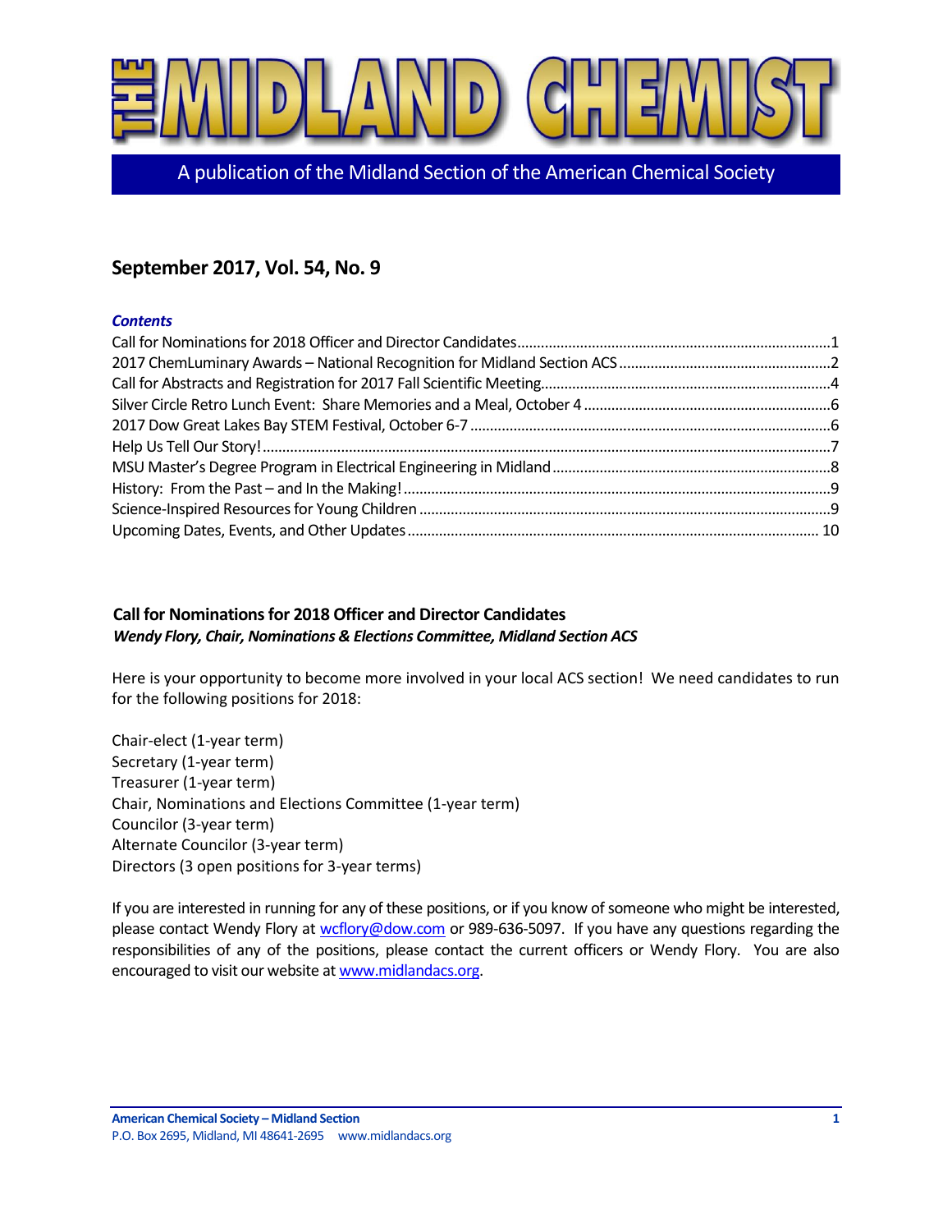# THE MIDLAND CHEMIST

A publication of the Midland Section of the American Chemical Society

## September 2017, Vol. 54, No. 9

***Contents***

Call for Nominations for 2018 Officer and Director Candidates....1
2017 ChemLuminary Awards – National Recognition for Midland Section ACS....2
Call for Abstracts and Registration for 2017 Fall Scientific Meeting....4
Silver Circle Retro Lunch Event: Share Memories and a Meal, October 4....6
2017 Dow Great Lakes Bay STEM Festival, October 6-7....6
Help Us Tell Our Story!....7
MSU Master's Degree Program in Electrical Engineering in Midland....8
History: From the Past – and In the Making!....9
Science-Inspired Resources for Young Children....9
Upcoming Dates, Events, and Other Updates....10

### Call for Nominations for 2018 Officer and Director Candidates

***Wendy Flory, Chair, Nominations & Elections Committee, Midland Section ACS***

Here is your opportunity to become more involved in your local ACS section! We need candidates to run for the following positions for 2018:

Chair-elect (1-year term)
Secretary (1-year term)
Treasurer (1-year term)
Chair, Nominations and Elections Committee (1-year term)
Councilor (3-year term)
Alternate Councilor (3-year term)
Directors (3 open positions for 3-year terms)

If you are interested in running for any of these positions, or if you know of someone who might be interested, please contact Wendy Flory at wcflory@dow.com or 989-636-5097. If you have any questions regarding the responsibilities of any of the positions, please contact the current officers or Wendy Flory. You are also encouraged to visit our website at www.midlandacs.org.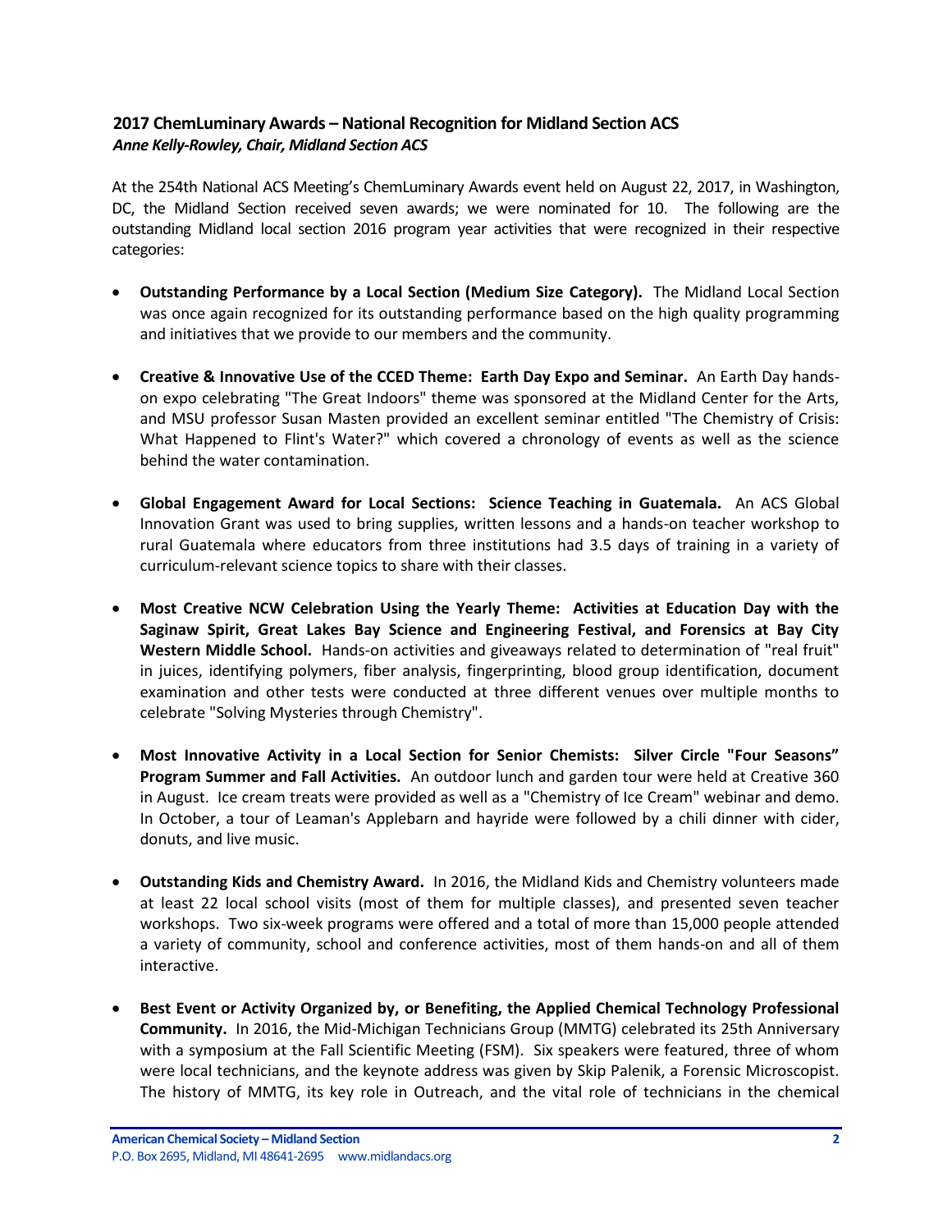## 2017 ChemLuminary Awards – National Recognition for Midland Section ACS

***Anne Kelly-Rowley, Chair, Midland Section ACS***

At the 254th National ACS Meeting's ChemLuminary Awards event held on August 22, 2017, in Washington, DC, the Midland Section received seven awards; we were nominated for 10. The following are the outstanding Midland local section 2016 program year activities that were recognized in their respective categories:

- **Outstanding Performance by a Local Section (Medium Size Category).** The Midland Local Section was once again recognized for its outstanding performance based on the high quality programming and initiatives that we provide to our members and the community.

- **Creative & Innovative Use of the CCED Theme: Earth Day Expo and Seminar.** An Earth Day hands-on expo celebrating "The Great Indoors" theme was sponsored at the Midland Center for the Arts, and MSU professor Susan Masten provided an excellent seminar entitled "The Chemistry of Crisis: What Happened to Flint's Water?" which covered a chronology of events as well as the science behind the water contamination.

- **Global Engagement Award for Local Sections: Science Teaching in Guatemala.** An ACS Global Innovation Grant was used to bring supplies, written lessons and a hands-on teacher workshop to rural Guatemala where educators from three institutions had 3.5 days of training in a variety of curriculum-relevant science topics to share with their classes.

- **Most Creative NCW Celebration Using the Yearly Theme: Activities at Education Day with the Saginaw Spirit, Great Lakes Bay Science and Engineering Festival, and Forensics at Bay City Western Middle School.** Hands-on activities and giveaways related to determination of "real fruit" in juices, identifying polymers, fingerprinting, fiber analysis, blood group identification, document examination and other tests were conducted at three different venues over multiple months to celebrate "Solving Mysteries through Chemistry".

- **Most Innovative Activity in a Local Section for Senior Chemists: Silver Circle "Four Seasons" Program Summer and Fall Activities.** An outdoor lunch and garden tour were held at Creative 360 in August. Ice cream treats were provided as well as a "Chemistry of Ice Cream" webinar and demo. In October, a tour of Leaman's Applebarn and hayride were followed by a chili dinner with cider, donuts, and live music.

- **Outstanding Kids and Chemistry Award.** In 2016, the Midland Kids and Chemistry volunteers made at least 22 local school visits (most of them for multiple classes), and presented seven teacher workshops. Two six-week programs were offered and a total of more than 15,000 people attended a variety of community, school and conference activities, most of them hands-on and all of them interactive.

- **Best Event or Activity Organized by, or Benefiting, the Applied Chemical Technology Professional Community.** In 2016, the Mid-Michigan Technicians Group (MMTG) celebrated its 25th Anniversary with a symposium at the Fall Scientific Meeting (FSM). Six speakers were featured, three of whom were local technicians, and the keynote address was given by Skip Palenik, a Forensic Microscopist. The history of MMTG, its key role in Outreach, and the vital role of technicians in the chemical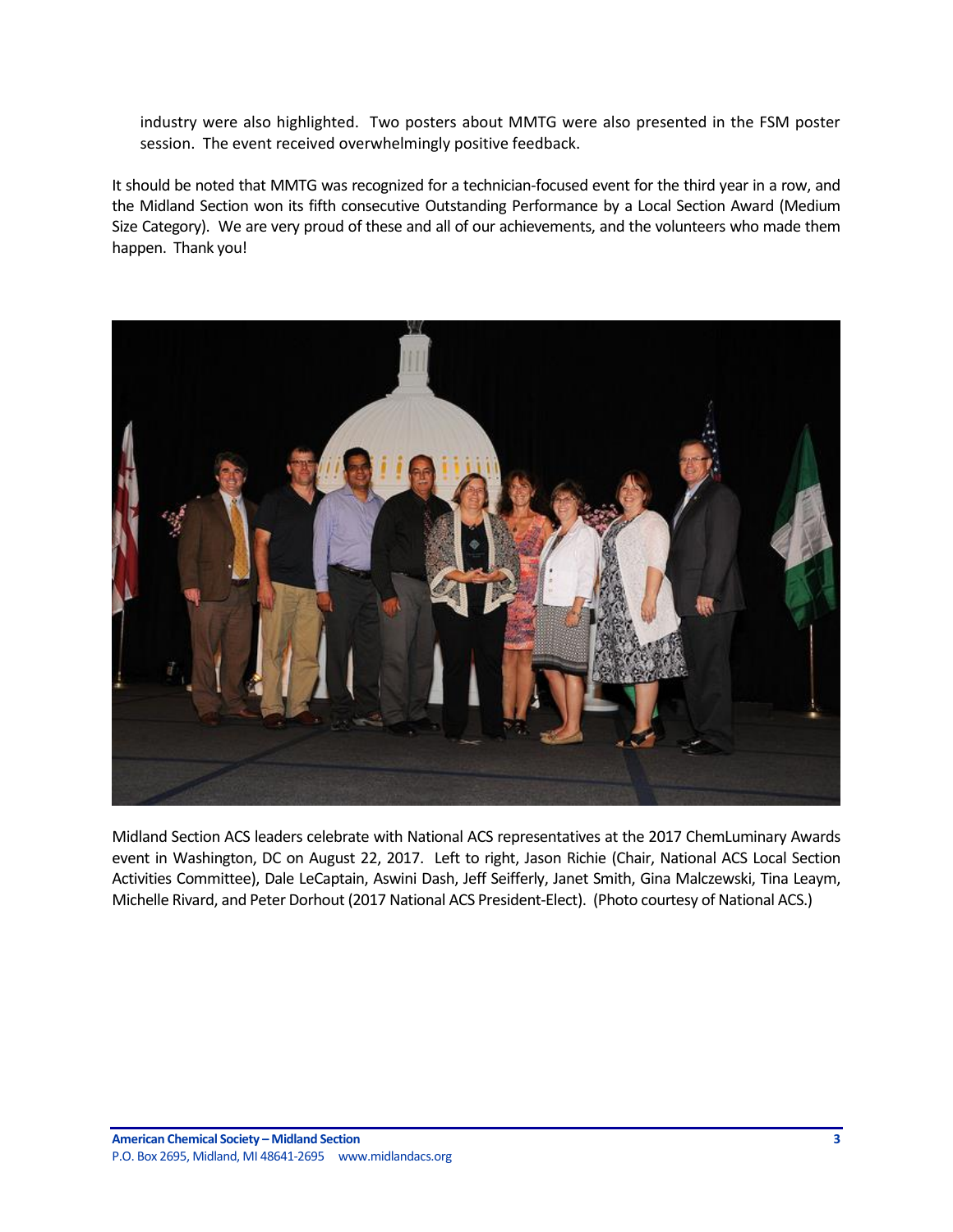industry were also highlighted. Two posters about MMTG were also presented in the FSM poster session. The event received overwhelmingly positive feedback.

It should be noted that MMTG was recognized for a technician-focused event for the third year in a row, and the Midland Section won its fifth consecutive Outstanding Performance by a Local Section Award (Medium Size Category). We are very proud of these and all of our achievements, and the volunteers who made them happen. Thank you!

Midland Section ACS leaders celebrate with National ACS representatives at the 2017 ChemLuminary Awards event in Washington, DC on August 22, 2017. Left to right, Jason Richie (Chair, National ACS Local Section Activities Committee), Dale LeCaptain, Aswini Dash, Jeff Seifferly, Janet Smith, Gina Malczewski, Tina Leaym, Michelle Rivard, and Peter Dorhout (2017 National ACS President-Elect). (Photo courtesy of National ACS.)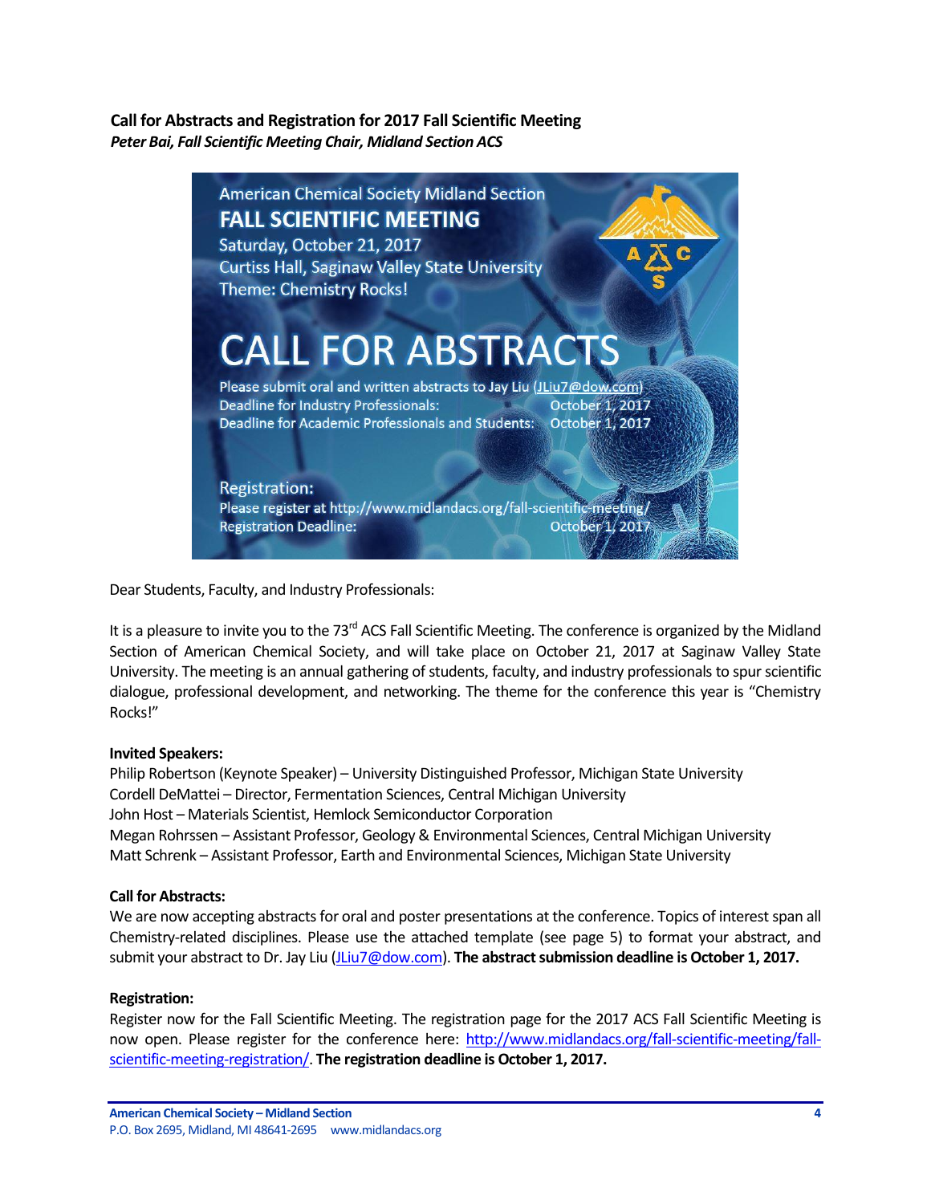**Call for Abstracts and Registration for 2017 Fall Scientific Meeting**
***Peter Bai, Fall Scientific Meeting Chair, Midland Section ACS***

American Chemical Society Midland Section
**FALL SCIENTIFIC MEETING**
Saturday, October 21, 2017
Curtiss Hall, Saginaw Valley State University
Theme: Chemistry Rocks!

**CALL FOR ABSTRACTS**

Please submit oral and written abstracts to Jay Liu (JLiu7@dow.com)
Deadline for Industry Professionals: October 1, 2017
Deadline for Academic Professionals and Students: October 1, 2017

Registration:
Please register at http://www.midlandacs.org/fall-scientific-meeting/
Registration Deadline: October 1, 2017

Dear Students, Faculty, and Industry Professionals:

It is a pleasure to invite you to the 73rd ACS Fall Scientific Meeting. The conference is organized by the Midland Section of American Chemical Society, and will take place on October 21, 2017 at Saginaw Valley State University. The meeting is an annual gathering of students, faculty, and industry professionals to spur scientific dialogue, professional development, and networking. The theme for the conference this year is "Chemistry Rocks!"

**Invited Speakers:**
Philip Robertson (Keynote Speaker) – University Distinguished Professor, Michigan State University
Cordell DeMattei – Director, Fermentation Sciences, Central Michigan University
John Host – Materials Scientist, Hemlock Semiconductor Corporation
Megan Rohrssen – Assistant Professor, Geology & Environmental Sciences, Central Michigan University
Matt Schrenk – Assistant Professor, Earth and Environmental Sciences, Michigan State University

**Call for Abstracts:**
We are now accepting abstracts for oral and poster presentations at the conference. Topics of interest span all Chemistry-related disciplines. Please use the attached template (see page 5) to format your abstract, and submit your abstract to Dr. Jay Liu (JLiu7@dow.com). **The abstract submission deadline is October 1, 2017.**

**Registration:**
Register now for the Fall Scientific Meeting. The registration page for the 2017 ACS Fall Scientific Meeting is now open. Please register for the conference here: http://www.midlandacs.org/fall-scientific-meeting/fall-scientific-meeting-registration/. **The registration deadline is October 1, 2017.**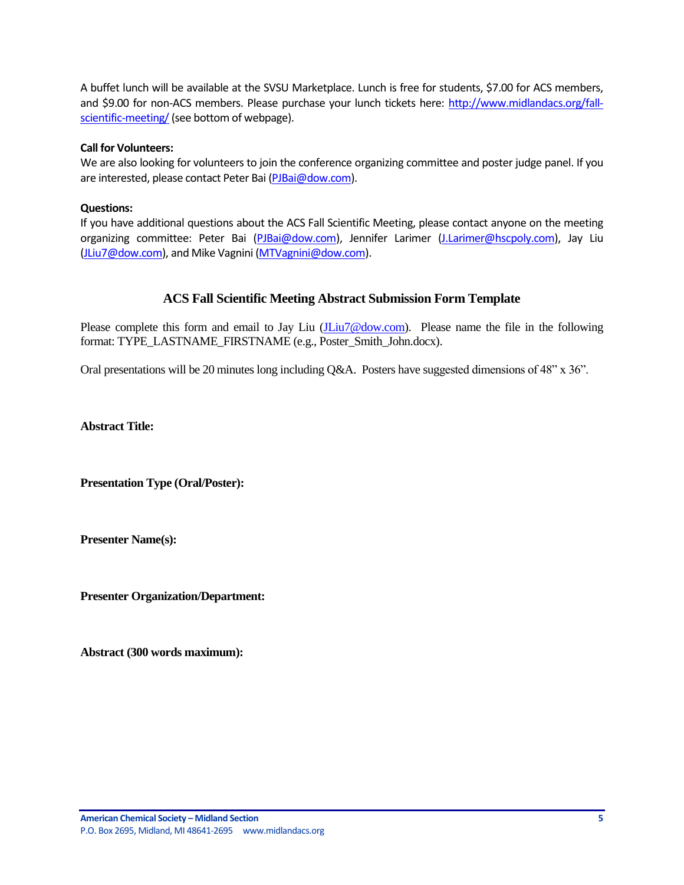A buffet lunch will be available at the SVSU Marketplace. Lunch is free for students, $7.00 for ACS members, and $9.00 for non-ACS members. Please purchase your lunch tickets here: http://www.midlandacs.org/fall-scientific-meeting/ (see bottom of webpage).

**Call for Volunteers:**
We are also looking for volunteers to join the conference organizing committee and poster judge panel. If you are interested, please contact Peter Bai (PJBai@dow.com).

**Questions:**
If you have additional questions about the ACS Fall Scientific Meeting, please contact anyone on the meeting organizing committee: Peter Bai (PJBai@dow.com), Jennifer Larimer (J.Larimer@hscpoly.com), Jay Liu (JLiu7@dow.com), and Mike Vagnini (MTVagnini@dow.com).

## ACS Fall Scientific Meeting Abstract Submission Form Template

Please complete this form and email to Jay Liu (JLiu7@dow.com). Please name the file in the following format: TYPE_LASTNAME_FIRSTNAME (e.g., Poster_Smith_John.docx).

Oral presentations will be 20 minutes long including Q&A. Posters have suggested dimensions of 48" x 36".

**Abstract Title:**

**Presentation Type (Oral/Poster):**

**Presenter Name(s):**

**Presenter Organization/Department:**

**Abstract (300 words maximum):**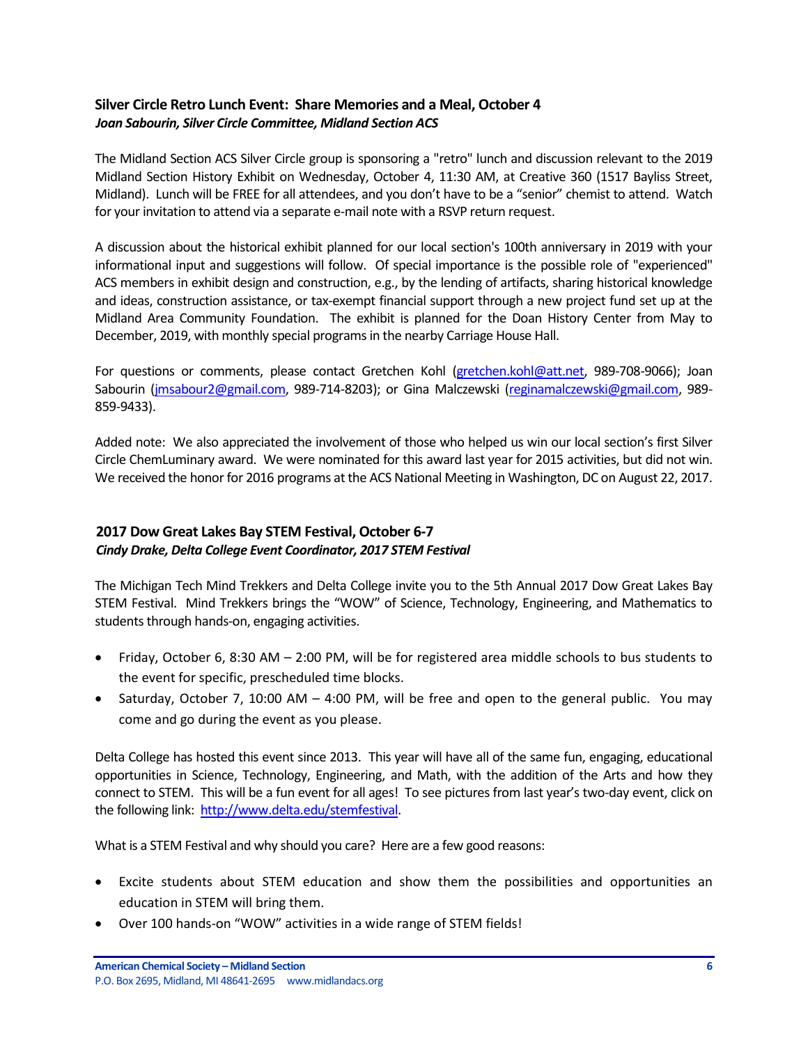### Silver Circle Retro Lunch Event: Share Memories and a Meal, October 4

***Joan Sabourin, Silver Circle Committee, Midland Section ACS***

The Midland Section ACS Silver Circle group is sponsoring a "retro" lunch and discussion relevant to the 2019 Midland Section History Exhibit on Wednesday, October 4, 11:30 AM, at Creative 360 (1517 Bayliss Street, Midland). Lunch will be FREE for all attendees, and you don't have to be a "senior" chemist to attend. Watch for your invitation to attend via a separate e-mail note with a RSVP return request.

A discussion about the historical exhibit planned for our local section's 100th anniversary in 2019 with your informational input and suggestions will follow. Of special importance is the possible role of "experienced" ACS members in exhibit design and construction, e.g., by the lending of artifacts, sharing historical knowledge and ideas, construction assistance, or tax-exempt financial support through a new project fund set up at the Midland Area Community Foundation. The exhibit is planned for the Doan History Center from May to December, 2019, with monthly special programs in the nearby Carriage House Hall.

For questions or comments, please contact Gretchen Kohl (gretchen.kohl@att.net, 989-708-9066); Joan Sabourin (jmsabour2@gmail.com, 989-714-8203); or Gina Malczewski (reginamalczewski@gmail.com, 989-859-9433).

Added note: We also appreciated the involvement of those who helped us win our local section's first Silver Circle ChemLuminary award. We were nominated for this award last year for 2015 activities, but did not win. We received the honor for 2016 programs at the ACS National Meeting in Washington, DC on August 22, 2017.

### 2017 Dow Great Lakes Bay STEM Festival, October 6-7

***Cindy Drake, Delta College Event Coordinator, 2017 STEM Festival***

The Michigan Tech Mind Trekkers and Delta College invite you to the 5th Annual 2017 Dow Great Lakes Bay STEM Festival. Mind Trekkers brings the "WOW" of Science, Technology, Engineering, and Mathematics to students through hands-on, engaging activities.

- Friday, October 6, 8:30 AM – 2:00 PM, will be for registered area middle schools to bus students to the event for specific, prescheduled time blocks.
- Saturday, October 7, 10:00 AM – 4:00 PM, will be free and open to the general public. You may come and go during the event as you please.

Delta College has hosted this event since 2013. This year will have all of the same fun, engaging, educational opportunities in Science, Technology, Engineering, and Math, with the addition of the Arts and how they connect to STEM. This will be a fun event for all ages! To see pictures from last year's two-day event, click on the following link: http://www.delta.edu/stemfestival.

What is a STEM Festival and why should you care? Here are a few good reasons:

- Excite students about STEM education and show them the possibilities and opportunities an education in STEM will bring them.
- Over 100 hands-on "WOW" activities in a wide range of STEM fields!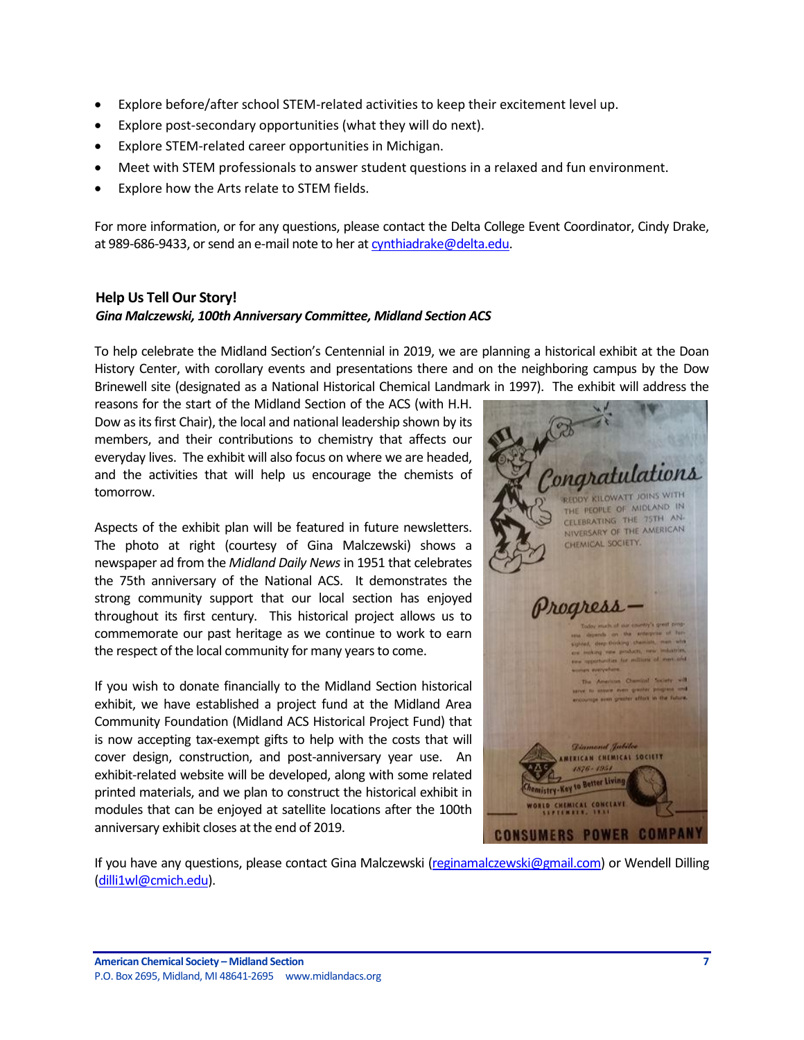- Explore before/after school STEM-related activities to keep their excitement level up.
- Explore post-secondary opportunities (what they will do next).
- Explore STEM-related career opportunities in Michigan.
- Meet with STEM professionals to answer student questions in a relaxed and fun environment.
- Explore how the Arts relate to STEM fields.

For more information, or for any questions, please contact the Delta College Event Coordinator, Cindy Drake, at 989-686-9433, or send an e-mail note to her at cynthiadrake@delta.edu.

### Help Us Tell Our Story!

***Gina Malczewski, 100th Anniversary Committee, Midland Section ACS***

To help celebrate the Midland Section's Centennial in 2019, we are planning a historical exhibit at the Doan History Center, with corollary events and presentations there and on the neighboring campus by the Dow Brinewell site (designated as a National Historical Chemical Landmark in 1997). The exhibit will address the reasons for the start of the Midland Section of the ACS (with H.H. Dow as its first Chair), the local and national leadership shown by its members, and their contributions to chemistry that affects our everyday lives. The exhibit will also focus on where we are headed, and the activities that will help us encourage the chemists of tomorrow.

Aspects of the exhibit plan will be featured in future newsletters. The photo at right (courtesy of Gina Malczewski) shows a newspaper ad from the *Midland Daily News* in 1951 that celebrates the 75th anniversary of the National ACS. It demonstrates the strong community support that our local section has enjoyed throughout its first century. This historical project allows us to commemorate our past heritage as we continue to work to earn the respect of the local community for many years to come.

If you wish to donate financially to the Midland Section historical exhibit, we have established a project fund at the Midland Area Community Foundation (Midland ACS Historical Project Fund) that is now accepting tax-exempt gifts to help with the costs that will cover design, construction, and post-anniversary year use. An exhibit-related website will be developed, along with some related printed materials, and we plan to construct the historical exhibit in modules that can be enjoyed at satellite locations after the 100th anniversary exhibit closes at the end of 2019.

If you have any questions, please contact Gina Malczewski (reginamalczewski@gmail.com) or Wendell Dilling (dilli1wl@cmich.edu).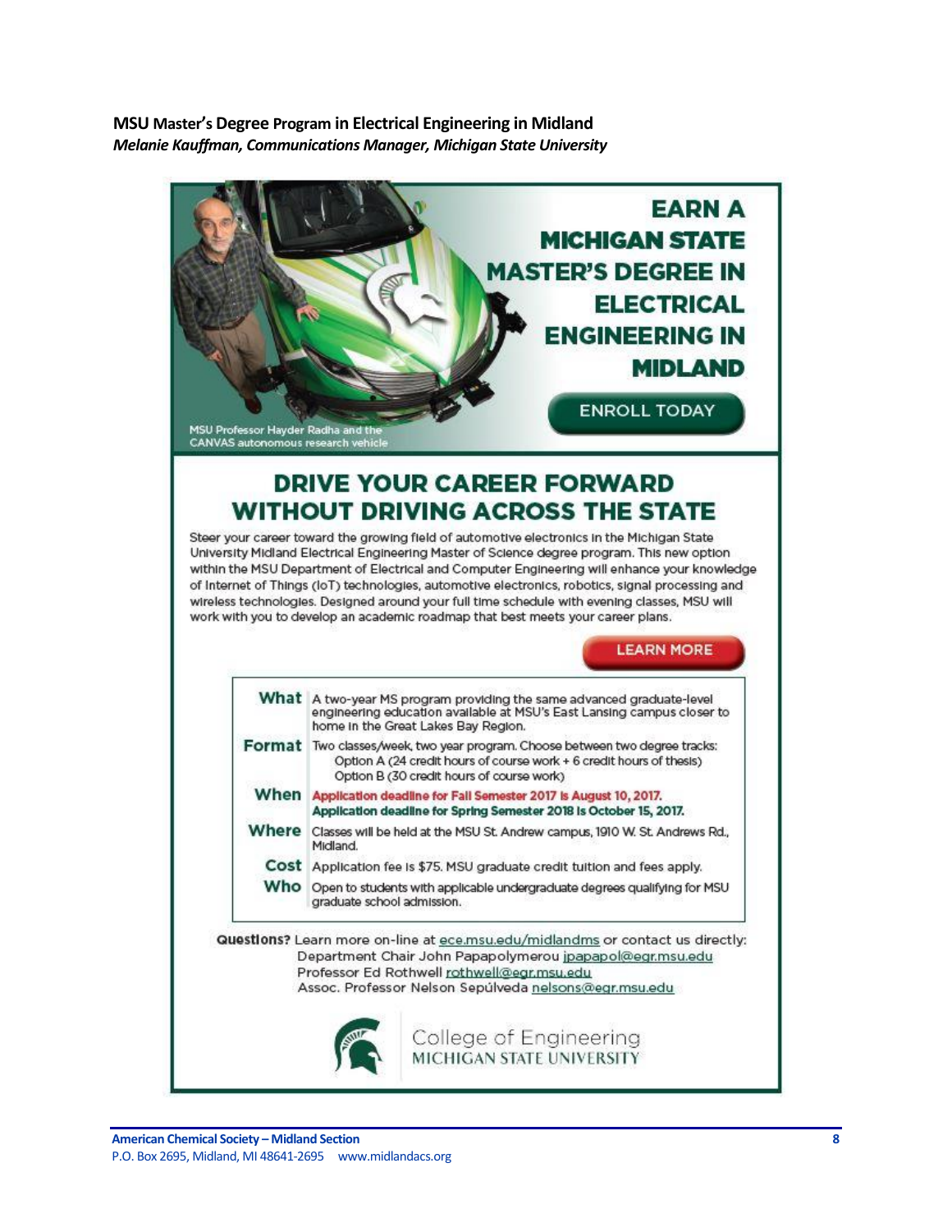**MSU Master's Degree Program in Electrical Engineering in Midland**

***Melanie Kauffman, Communications Manager, Michigan State University***

# EARN A MICHIGAN STATE MASTER'S DEGREE IN ELECTRICAL ENGINEERING IN MIDLAND

ENROLL TODAY

MSU Professor Hayder Radha and the CANVAS autonomous research vehicle

## DRIVE YOUR CAREER FORWARD WITHOUT DRIVING ACROSS THE STATE

Steer your career toward the growing field of automotive electronics in the Michigan State University Midland Electrical Engineering Master of Science degree program. This new option within the MSU Department of Electrical and Computer Engineering will enhance your knowledge of Internet of Things (IoT) technologies, automotive electronics, robotics, signal processing and wireless technologies. Designed around your full time schedule with evening classes, MSU will work with you to develop an academic roadmap that best meets your career plans.

LEARN MORE

| | |
|---|---|
| **What** | A two-year MS program providing the same advanced graduate-level engineering education available at MSU's East Lansing campus closer to home in the Great Lakes Bay Region. |
| **Format** | Two classes/week, two year program. Choose between two degree tracks: Option A (24 credit hours of course work + 6 credit hours of thesis) Option B (30 credit hours of course work) |
| **When** | **Application deadline for Fall Semester 2017 is August 10, 2017. Application deadline for Spring Semester 2018 is October 15, 2017.** |
| **Where** | Classes will be held at the MSU St. Andrew campus, 1910 W. St. Andrews Rd., Midland. |
| **Cost** | Application fee is $75. MSU graduate credit tuition and fees apply. |
| **Who** | Open to students with applicable undergraduate degrees qualifying for MSU graduate school admission. |

**Questions?** Learn more on-line at ece.msu.edu/midlandms or contact us directly:
Department Chair John Papapolymerou jpapapol@egr.msu.edu
Professor Ed Rothwell rothwell@egr.msu.edu
Assoc. Professor Nelson Sepúlveda nelsons@egr.msu.edu

College of Engineering
MICHIGAN STATE UNIVERSITY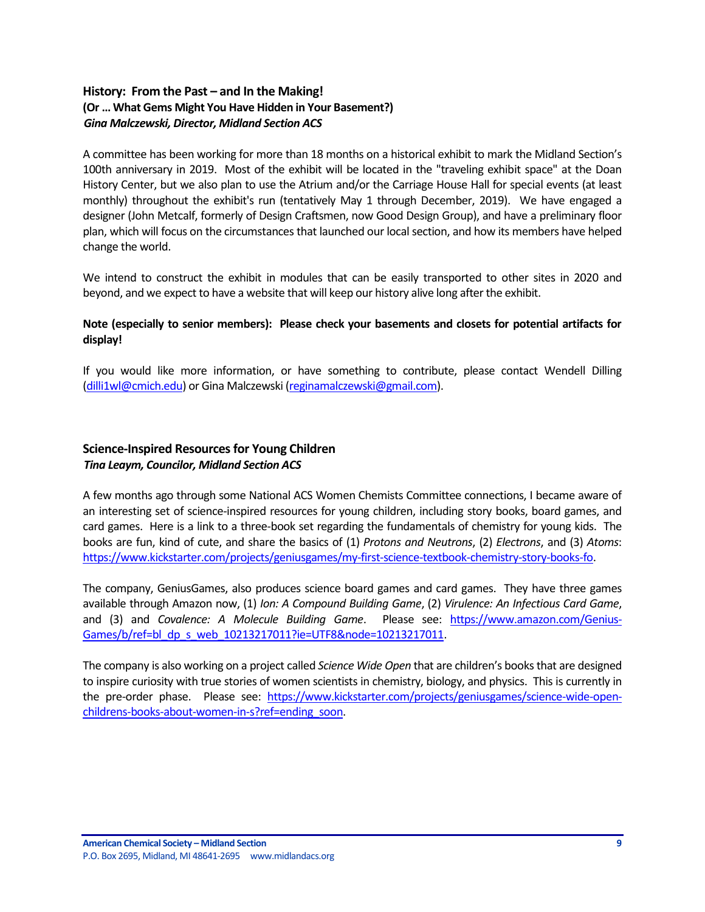## History: From the Past – and In the Making!

**(Or … What Gems Might You Have Hidden in Your Basement?)**

***Gina Malczewski, Director, Midland Section ACS***

A committee has been working for more than 18 months on a historical exhibit to mark the Midland Section's 100th anniversary in 2019. Most of the exhibit will be located in the "traveling exhibit space" at the Doan History Center, but we also plan to use the Atrium and/or the Carriage House Hall for special events (at least monthly) throughout the exhibit's run (tentatively May 1 through December, 2019). We have engaged a designer (John Metcalf, formerly of Design Craftsmen, now Good Design Group), and have a preliminary floor plan, which will focus on the circumstances that launched our local section, and how its members have helped change the world.

We intend to construct the exhibit in modules that can be easily transported to other sites in 2020 and beyond, and we expect to have a website that will keep our history alive long after the exhibit.

**Note (especially to senior members): Please check your basements and closets for potential artifacts for display!**

If you would like more information, or have something to contribute, please contact Wendell Dilling (dilli1wl@cmich.edu) or Gina Malczewski (reginamalczewski@gmail.com).

## Science-Inspired Resources for Young Children

***Tina Leaym, Councilor, Midland Section ACS***

A few months ago through some National ACS Women Chemists Committee connections, I became aware of an interesting set of science-inspired resources for young children, including story books, board games, and card games. Here is a link to a three-book set regarding the fundamentals of chemistry for young kids. The books are fun, kind of cute, and share the basics of (1) *Protons and Neutrons*, (2) *Electrons*, and (3) *Atoms*: https://www.kickstarter.com/projects/geniusgames/my-first-science-textbook-chemistry-story-books-fo.

The company, GeniusGames, also produces science board games and card games. They have three games available through Amazon now, (1) *Ion: A Compound Building Game*, (2) *Virulence: An Infectious Card Game*, and (3) and *Covalence: A Molecule Building Game*. Please see: https://www.amazon.com/Genius-Games/b/ref=bl_dp_s_web_10213217011?ie=UTF8&node=10213217011.

The company is also working on a project called *Science Wide Open* that are children's books that are designed to inspire curiosity with true stories of women scientists in chemistry, biology, and physics. This is currently in the pre-order phase. Please see: https://www.kickstarter.com/projects/geniusgames/science-wide-open-childrens-books-about-women-in-s?ref=ending_soon.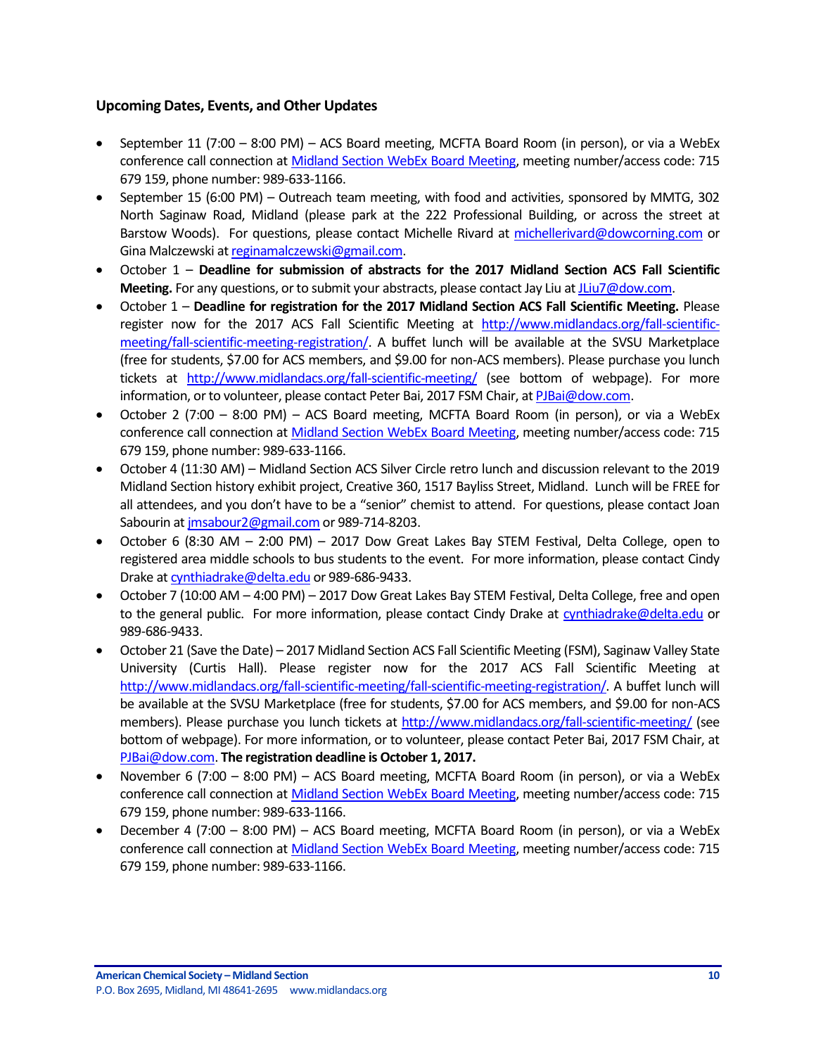### Upcoming Dates, Events, and Other Updates

- September 11 (7:00 – 8:00 PM) – ACS Board meeting, MCFTA Board Room (in person), or via a WebEx conference call connection at Midland Section WebEx Board Meeting, meeting number/access code: 715 679 159, phone number: 989-633-1166.
- September 15 (6:00 PM) – Outreach team meeting, with food and activities, sponsored by MMTG, 302 North Saginaw Road, Midland (please park at the 222 Professional Building, or across the street at Barstow Woods). For questions, please contact Michelle Rivard at michellerivard@dowcorning.com or Gina Malczewski at reginamalczewski@gmail.com.
- October 1 – **Deadline for submission of abstracts for the 2017 Midland Section ACS Fall Scientific Meeting.** For any questions, or to submit your abstracts, please contact Jay Liu at JLiu7@dow.com.
- October 1 – **Deadline for registration for the 2017 Midland Section ACS Fall Scientific Meeting.** Please register now for the 2017 ACS Fall Scientific Meeting at http://www.midlandacs.org/fall-scientific-meeting/fall-scientific-meeting-registration/. A buffet lunch will be available at the SVSU Marketplace (free for students, $7.00 for ACS members, and $9.00 for non-ACS members). Please purchase you lunch tickets at http://www.midlandacs.org/fall-scientific-meeting/ (see bottom of webpage). For more information, or to volunteer, please contact Peter Bai, 2017 FSM Chair, at PJBai@dow.com.
- October 2 (7:00 – 8:00 PM) – ACS Board meeting, MCFTA Board Room (in person), or via a WebEx conference call connection at Midland Section WebEx Board Meeting, meeting number/access code: 715 679 159, phone number: 989-633-1166.
- October 4 (11:30 AM) – Midland Section ACS Silver Circle retro lunch and discussion relevant to the 2019 Midland Section history exhibit project, Creative 360, 1517 Bayliss Street, Midland. Lunch will be FREE for all attendees, and you don't have to be a "senior" chemist to attend. For questions, please contact Joan Sabourin at jmsabour2@gmail.com or 989-714-8203.
- October 6 (8:30 AM – 2:00 PM) – 2017 Dow Great Lakes Bay STEM Festival, Delta College, open to registered area middle schools to bus students to the event. For more information, please contact Cindy Drake at cynthiadrake@delta.edu or 989-686-9433.
- October 7 (10:00 AM – 4:00 PM) – 2017 Dow Great Lakes Bay STEM Festival, Delta College, free and open to the general public. For more information, please contact Cindy Drake at cynthiadrake@delta.edu or 989-686-9433.
- October 21 (Save the Date) – 2017 Midland Section ACS Fall Scientific Meeting (FSM), Saginaw Valley State University (Curtis Hall). Please register now for the 2017 ACS Fall Scientific Meeting at http://www.midlandacs.org/fall-scientific-meeting/fall-scientific-meeting-registration/. A buffet lunch will be available at the SVSU Marketplace (free for students, $7.00 for ACS members, and $9.00 for non-ACS members). Please purchase you lunch tickets at http://www.midlandacs.org/fall-scientific-meeting/ (see bottom of webpage). For more information, or to volunteer, please contact Peter Bai, 2017 FSM Chair, at PJBai@dow.com. **The registration deadline is October 1, 2017.**
- November 6 (7:00 – 8:00 PM) – ACS Board meeting, MCFTA Board Room (in person), or via a WebEx conference call connection at Midland Section WebEx Board Meeting, meeting number/access code: 715 679 159, phone number: 989-633-1166.
- December 4 (7:00 – 8:00 PM) – ACS Board meeting, MCFTA Board Room (in person), or via a WebEx conference call connection at Midland Section WebEx Board Meeting, meeting number/access code: 715 679 159, phone number: 989-633-1166.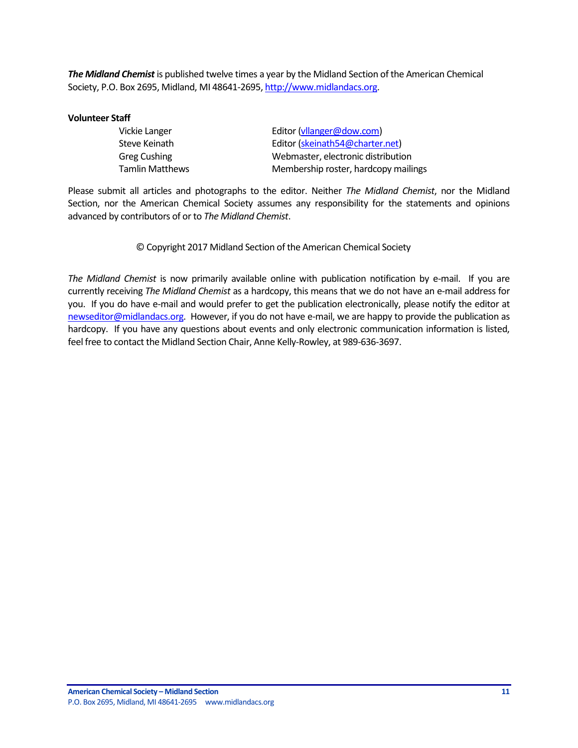***The Midland Chemist*** is published twelve times a year by the Midland Section of the American Chemical Society, P.O. Box 2695, Midland, MI 48641-2695, http://www.midlandacs.org.

**Volunteer Staff**

| | |
|---|---|
| Vickie Langer | Editor (vllanger@dow.com) |
| Steve Keinath | Editor (skeinath54@charter.net) |
| Greg Cushing | Webmaster, electronic distribution |
| Tamlin Matthews | Membership roster, hardcopy mailings |

Please submit all articles and photographs to the editor. Neither *The Midland Chemist*, nor the Midland Section, nor the American Chemical Society assumes any responsibility for the statements and opinions advanced by contributors of or to *The Midland Chemist*.

© Copyright 2017 Midland Section of the American Chemical Society

*The Midland Chemist* is now primarily available online with publication notification by e-mail. If you are currently receiving *The Midland Chemist* as a hardcopy, this means that we do not have an e-mail address for you. If you do have e-mail and would prefer to get the publication electronically, please notify the editor at newseditor@midlandacs.org. However, if you do not have e-mail, we are happy to provide the publication as hardcopy. If you have any questions about events and only electronic communication information is listed, feel free to contact the Midland Section Chair, Anne Kelly-Rowley, at 989-636-3697.